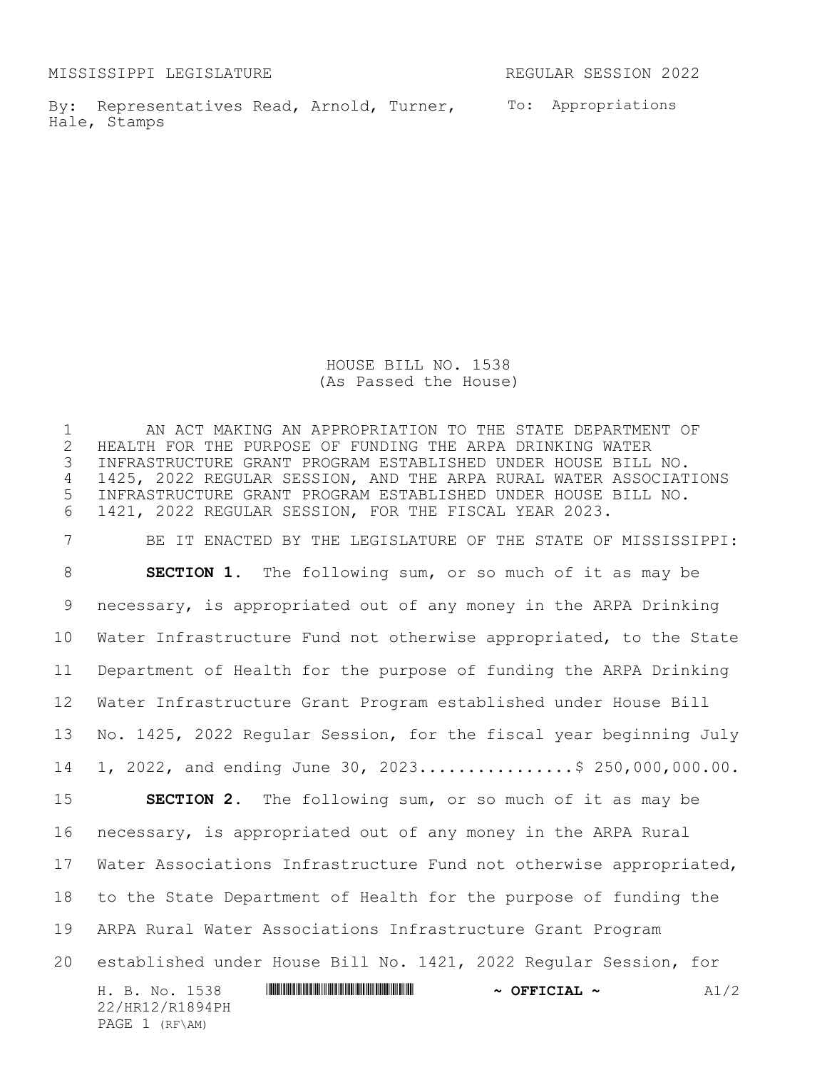MISSISSIPPI LEGISLATURE REGULAR SESSION 2022

By: Representatives Read, Arnold, Turner, Hale, Stamps

To: Appropriations

# HOUSE BILL NO. 1538
(As Passed the House)

AN ACT MAKING AN APPROPRIATION TO THE STATE DEPARTMENT OF HEALTH FOR THE PURPOSE OF FUNDING THE ARPA DRINKING WATER INFRASTRUCTURE GRANT PROGRAM ESTABLISHED UNDER HOUSE BILL NO. 1425, 2022 REGULAR SESSION, AND THE ARPA RURAL WATER ASSOCIATIONS INFRASTRUCTURE GRANT PROGRAM ESTABLISHED UNDER HOUSE BILL NO. 1421, 2022 REGULAR SESSION, FOR THE FISCAL YEAR 2023.

BE IT ENACTED BY THE LEGISLATURE OF THE STATE OF MISSISSIPPI:

**SECTION 1.** The following sum, or so much of it as may be necessary, is appropriated out of any money in the ARPA Drinking Water Infrastructure Fund not otherwise appropriated, to the State Department of Health for the purpose of funding the ARPA Drinking Water Infrastructure Grant Program established under House Bill No. 1425, 2022 Regular Session, for the fiscal year beginning July 1, 2022, and ending June 30, 2023................$ 250,000,000.00.

**SECTION 2.** The following sum, or so much of it as may be necessary, is appropriated out of any money in the ARPA Rural Water Associations Infrastructure Fund not otherwise appropriated, to the State Department of Health for the purpose of funding the ARPA Rural Water Associations Infrastructure Grant Program established under House Bill No. 1421, 2022 Regular Session, for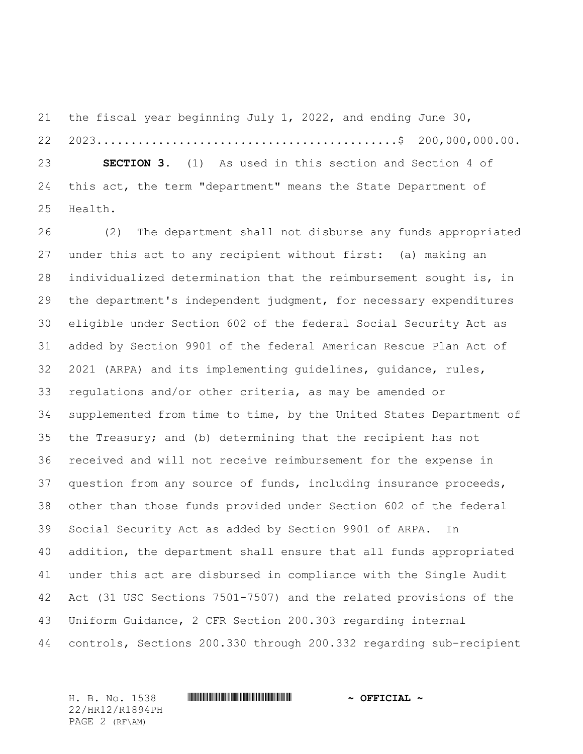the fiscal year beginning July 1, 2022, and ending June 30, 2023.......................................... $ 200,000,000.00.

**SECTION 3.** (1) As used in this section and Section 4 of this act, the term "department" means the State Department of Health.

(2) The department shall not disburse any funds appropriated under this act to any recipient without first: (a) making an individualized determination that the reimbursement sought is, in the department's independent judgment, for necessary expenditures eligible under Section 602 of the federal Social Security Act as added by Section 9901 of the federal American Rescue Plan Act of 2021 (ARPA) and its implementing guidelines, guidance, rules, regulations and/or other criteria, as may be amended or supplemented from time to time, by the United States Department of the Treasury; and (b) determining that the recipient has not received and will not receive reimbursement for the expense in question from any source of funds, including insurance proceeds, other than those funds provided under Section 602 of the federal Social Security Act as added by Section 9901 of ARPA. In addition, the department shall ensure that all funds appropriated under this act are disbursed in compliance with the Single Audit Act (31 USC Sections 7501-7507) and the related provisions of the Uniform Guidance, 2 CFR Section 200.303 regarding internal controls, Sections 200.330 through 200.332 regarding sub-recipient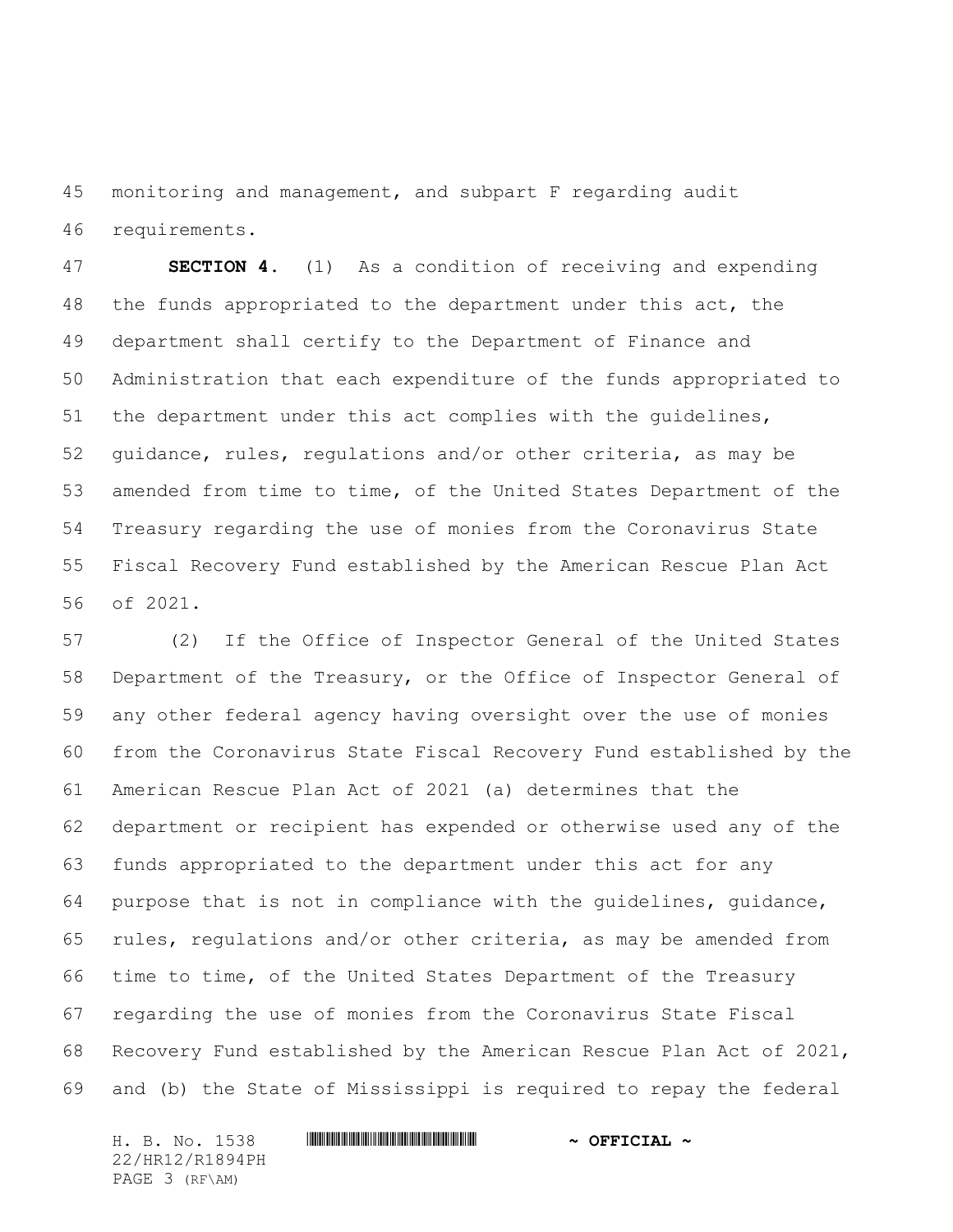monitoring and management, and subpart F regarding audit requirements.

**SECTION 4.** (1) As a condition of receiving and expending the funds appropriated to the department under this act, the department shall certify to the Department of Finance and Administration that each expenditure of the funds appropriated to the department under this act complies with the guidelines, guidance, rules, regulations and/or other criteria, as may be amended from time to time, of the United States Department of the Treasury regarding the use of monies from the Coronavirus State Fiscal Recovery Fund established by the American Rescue Plan Act of 2021.

(2) If the Office of Inspector General of the United States Department of the Treasury, or the Office of Inspector General of any other federal agency having oversight over the use of monies from the Coronavirus State Fiscal Recovery Fund established by the American Rescue Plan Act of 2021 (a) determines that the department or recipient has expended or otherwise used any of the funds appropriated to the department under this act for any purpose that is not in compliance with the guidelines, guidance, rules, regulations and/or other criteria, as may be amended from time to time, of the United States Department of the Treasury regarding the use of monies from the Coronavirus State Fiscal Recovery Fund established by the American Rescue Plan Act of 2021, and (b) the State of Mississippi is required to repay the federal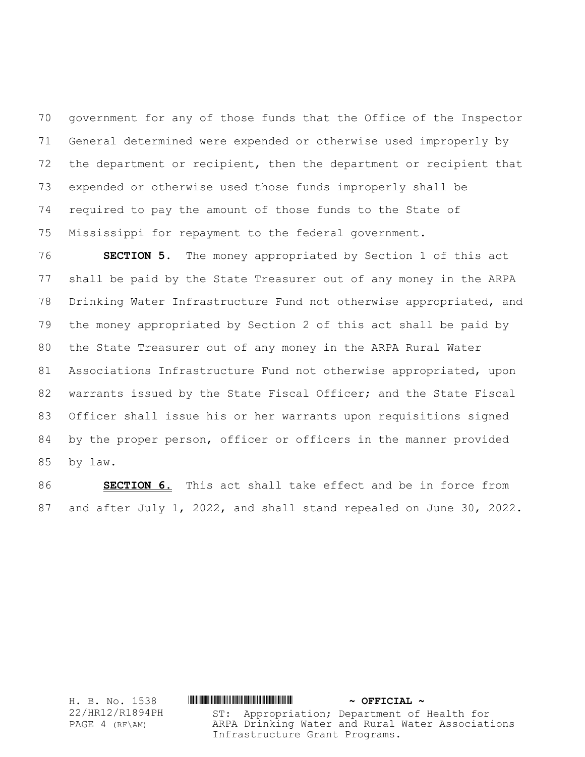government for any of those funds that the Office of the Inspector General determined were expended or otherwise used improperly by the department or recipient, then the department or recipient that expended or otherwise used those funds improperly shall be required to pay the amount of those funds to the State of Mississippi for repayment to the federal government.

**SECTION 5.** The money appropriated by Section 1 of this act shall be paid by the State Treasurer out of any money in the ARPA Drinking Water Infrastructure Fund not otherwise appropriated, and the money appropriated by Section 2 of this act shall be paid by the State Treasurer out of any money in the ARPA Rural Water Associations Infrastructure Fund not otherwise appropriated, upon warrants issued by the State Fiscal Officer; and the State Fiscal Officer shall issue his or her warrants upon requisitions signed by the proper person, officer or officers in the manner provided by law.

**SECTION 6.** This act shall take effect and be in force from and after July 1, 2022, and shall stand repealed on June 30, 2022.

ST: Appropriation; Department of Health for ARPA Drinking Water and Rural Water Associations Infrastructure Grant Programs.